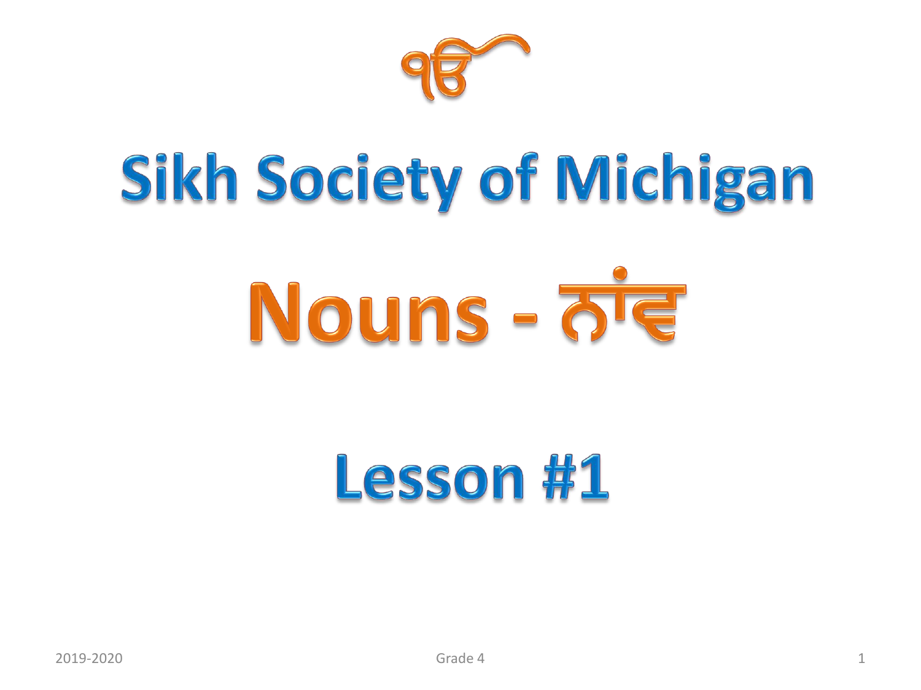ੴ

# Sikh Society of Michigan

# Nouns - ਨਾਂਵ

# Lesson #1

2019-2020

Grade 4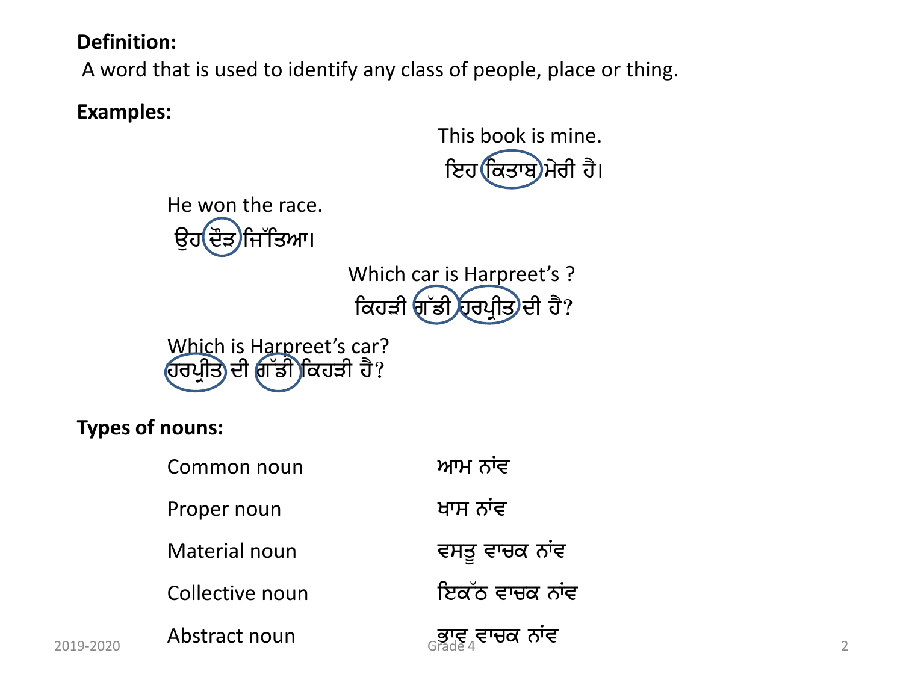**Definition:**

A word that is used to identify any class of people, place or thing.

**Examples:**

This book is mine.
ਇਹ ਕਿਤਾਬ ਮੇਰੀ ਹੈ।

He won the race.
ਉਹ ਦੌੜ ਜਿੱਤਿਆ।

Which car is Harpreet's ?
ਕਿਹੜੀ ਗੱਡੀ ਹਰਪ੍ਰੀਤ ਦੀ ਹੈ?

Which is Harpreet's car?
ਹਰਪ੍ਰੀਤ ਦੀ ਗੱਡੀ ਕਿਹੜੀ ਹੈ?

**Types of nouns:**

| | |
|---|---|
| Common noun | ਆਮ ਨਾਂਵ |
| Proper noun | ਖਾਸ ਨਾਂਵ |
| Material noun | ਵਸਤੂ ਵਾਚਕ ਨਾਂਵ |
| Collective noun | ਇਕੱਠ ਵਾਚਕ ਨਾਂਵ |
| Abstract noun | ਭਾਵ ਵਾਚਕ ਨਾਂਵ |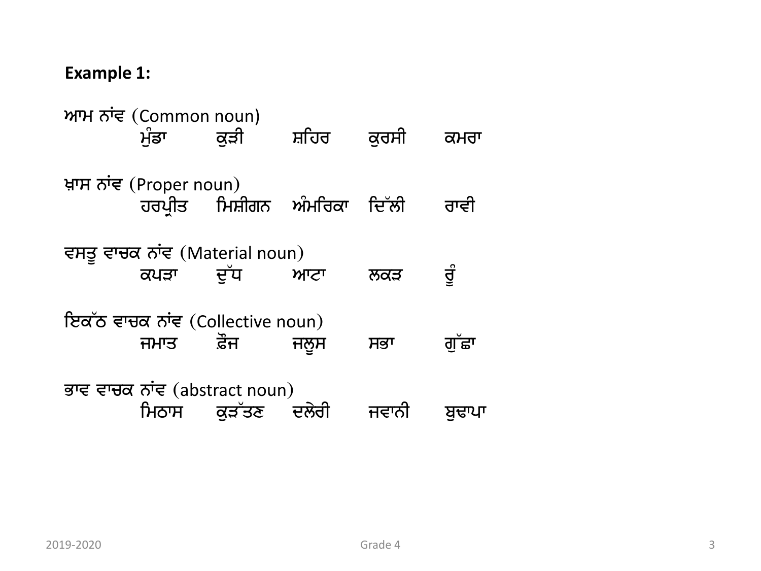**Example 1:**

ਆਮ ਨਾਂਵ (Common noun)

ਮੁੰਡਾ ਕੁੜੀ ਸ਼ਹਿਰ ਕੁਰਸੀ ਕਮਰਾ

ਖ਼ਾਸ ਨਾਂਵ (Proper noun)

ਹਰਪ੍ਰੀਤ ਮਿਸ਼ੀਗਨ ਅੰਮਰਿਕਾ ਦਿੱਲੀ ਰਾਵੀ

ਵਸਤੂ ਵਾਚਕ ਨਾਂਵ (Material noun)

ਕਪੜਾ ਦੁੱਧ ਆਟਾ ਲਕੜ ਰੂੰ

ਇਕੱਠ ਵਾਚਕ ਨਾਂਵ (Collective noun)

ਜਮਾਤ ਫ਼ੌਜ ਜਲੂਸ ਸਭਾ ਗੁੱਛਾ

ਭਾਵ ਵਾਚਕ ਨਾਂਵ (abstract noun)

ਮਿਠਾਸ ਕੁੜੱਤਣ ਦਲੇਰੀ ਜਵਾਨੀ ਬੁਢਾਪਾ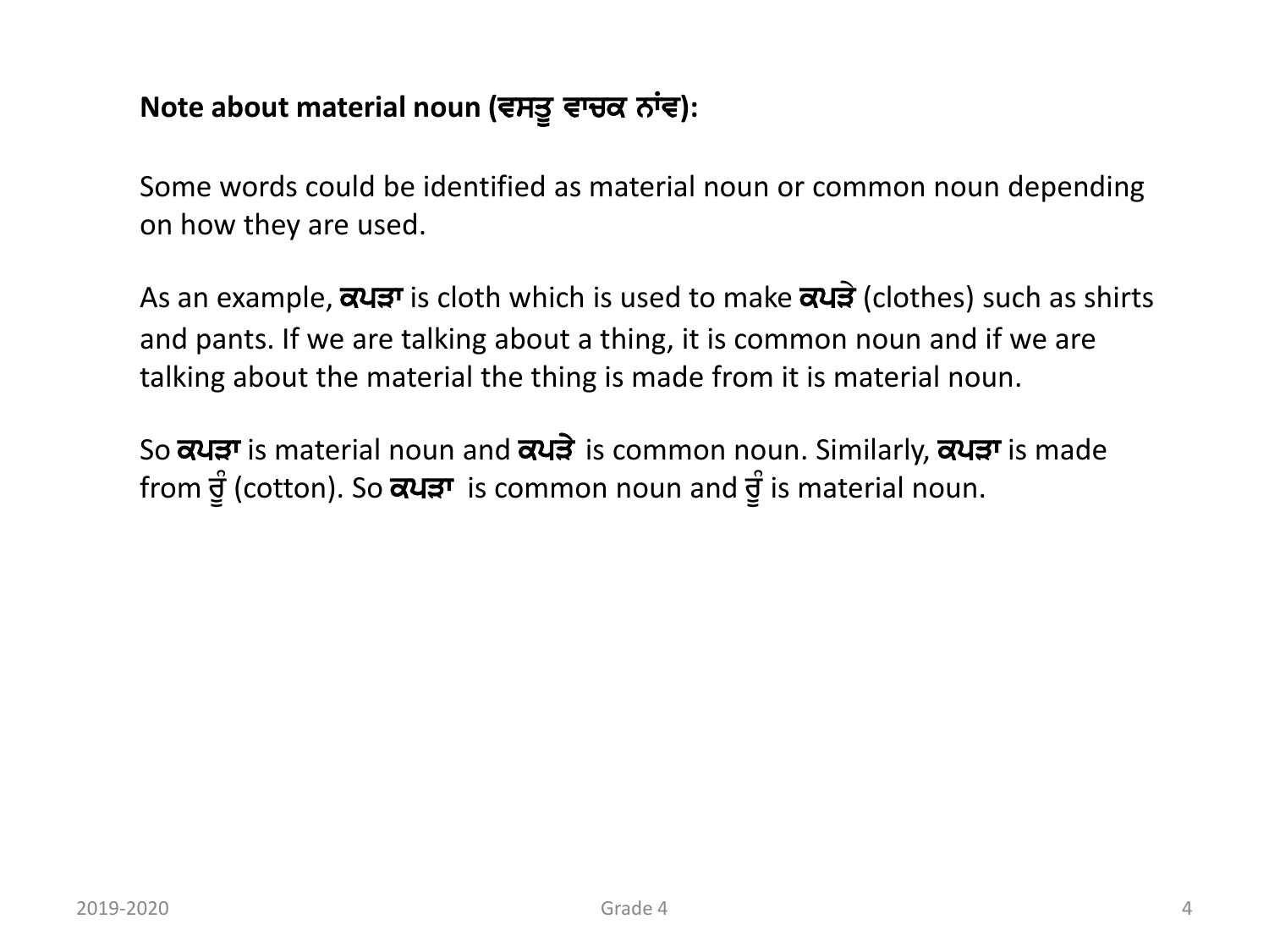**Note about material noun (ਵਸਤੂ ਵਾਚਕ ਨਾਂਵ):**

Some words could be identified as material noun or common noun depending on how they are used.

As an example, **ਕਪੜਾ** is cloth which is used to make **ਕਪੜੇ** (clothes) such as shirts and pants. If we are talking about a thing, it is common noun and if we are talking about the material the thing is made from it is material noun.

So **ਕਪੜਾ** is material noun and **ਕਪੜੇ** is common noun. Similarly, **ਕਪੜਾ** is made from ਰੂੰ (cotton). So **ਕਪੜਾ** is common noun and ਰੂੰ is material noun.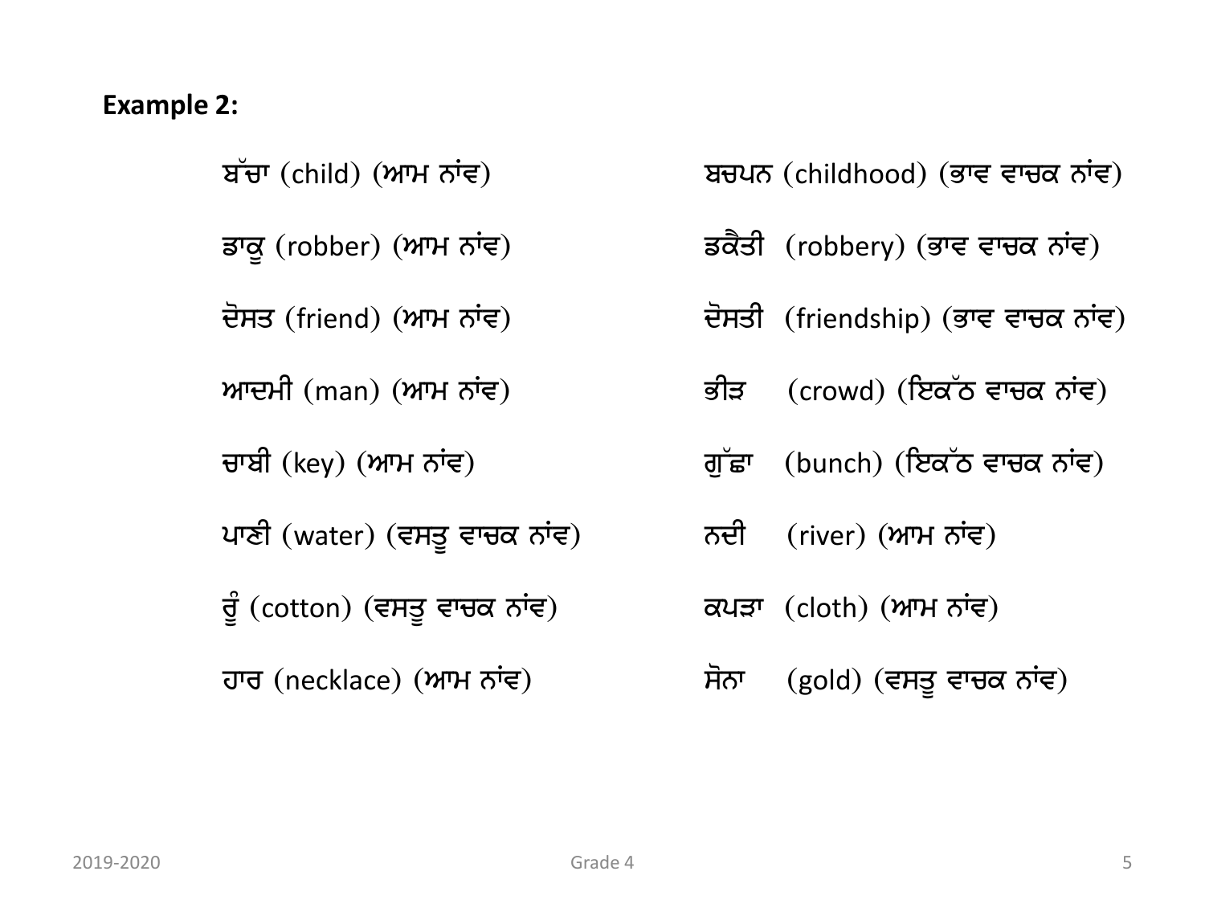**Example 2:**

ਬੱਚਾ (child) (ਆਮ ਨਾਂਵ)

ਬਚਪਨ (childhood) (ਭਾਵ ਵਾਚਕ ਨਾਂਵ)

ਡਾਕੂ (robber) (ਆਮ ਨਾਂਵ)

ਡਕੈਤੀ (robbery) (ਭਾਵ ਵਾਚਕ ਨਾਂਵ)

ਦੋਸਤ (friend) (ਆਮ ਨਾਂਵ)

ਦੋਸਤੀ (friendship) (ਭਾਵ ਵਾਚਕ ਨਾਂਵ)

ਆਦਮੀ (man) (ਆਮ ਨਾਂਵ)

ਭੀੜ (crowd) (ਇਕੱਠ ਵਾਚਕ ਨਾਂਵ)

ਚਾਬੀ (key) (ਆਮ ਨਾਂਵ)

ਗੁੱਛਾ (bunch) (ਇਕੱਠ ਵਾਚਕ ਨਾਂਵ)

ਪਾਣੀ (water) (ਵਸਤੂ ਵਾਚਕ ਨਾਂਵ)

ਨਦੀ (river) (ਆਮ ਨਾਂਵ)

ਰੂੰ (cotton) (ਵਸਤੂ ਵਾਚਕ ਨਾਂਵ)

ਕਪੜਾ (cloth) (ਆਮ ਨਾਂਵ)

ਹਾਰ (necklace) (ਆਮ ਨਾਂਵ)

ਸੋਨਾ (gold) (ਵਸਤੂ ਵਾਚਕ ਨਾਂਵ)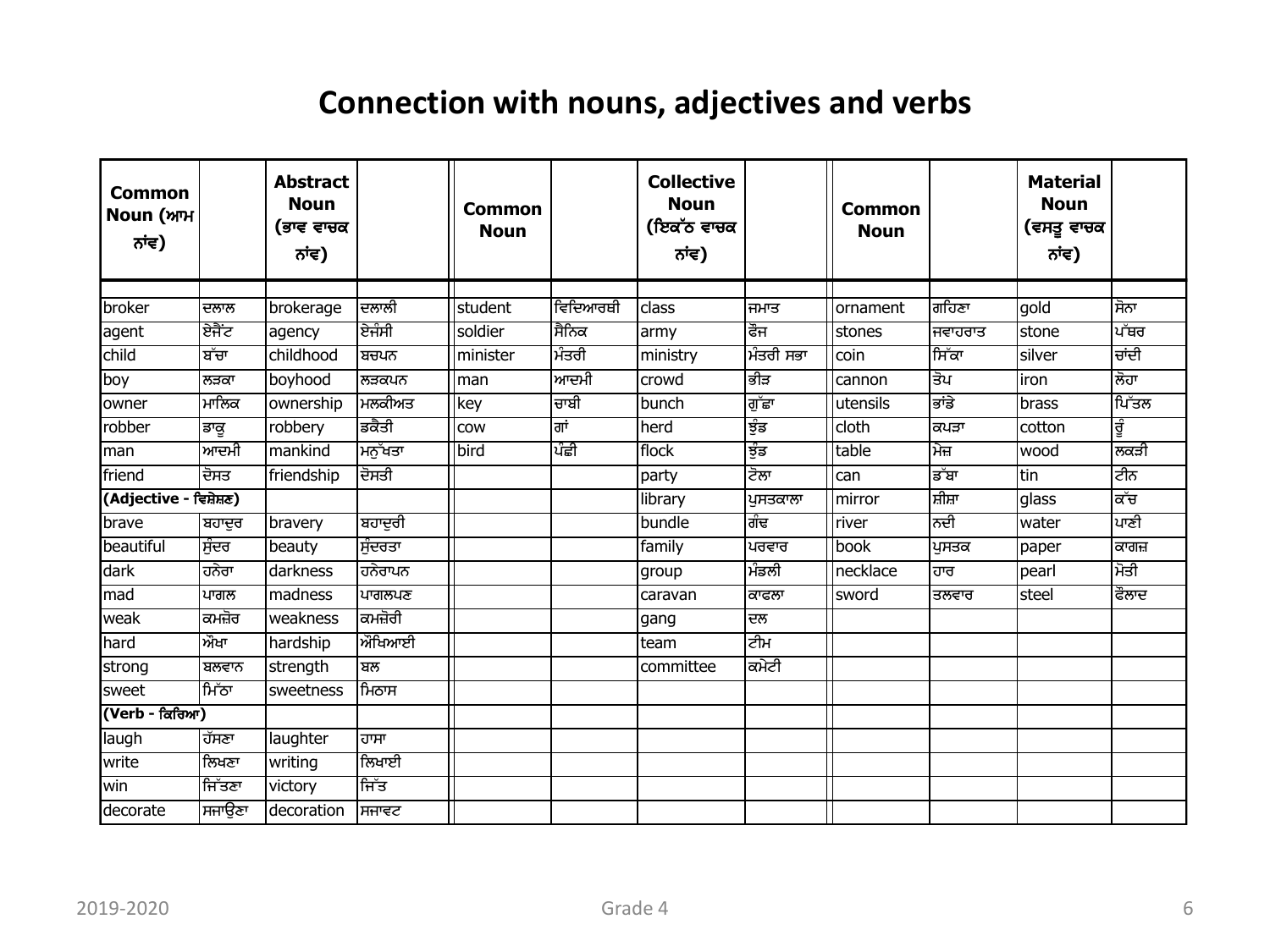# Connection with nouns, adjectives and verbs

| Common Noun (ਆਮ ਨਾਂਵ) | | Abstract Noun (ਭਾਵ ਵਾਚਕ ਨਾਂਵ) | | Common Noun | | Collective Noun (ਇਕੱਠ ਵਾਚਕ ਨਾਂਵ) | | Common Noun | | Material Noun (ਵਸਤੂ ਵਾਚਕ ਨਾਂਵ) | |
|---|---|---|---|---|---|---|---|---|---|---|---|
| broker | ਦਲਾਲ | brokerage | ਦਲਾਲੀ | student | ਵਿਦਿਆਰਥੀ | class | ਜਮਾਤ | ornament | ਗਹਿਣਾ | gold | ਸੋਨਾ |
| agent | ਏਜੈਂਟ | agency | ਏਜੰਸੀ | soldier | ਸੈਨਿਕ | army | ਫੌਜ | stones | ਜਵਾਹਰਾਤ | stone | ਪੱਥਰ |
| child | ਬੱਚਾ | childhood | ਬਚਪਨ | minister | ਮੰਤਰੀ | ministry | ਮੰਤਰੀ ਸਭਾ | coin | ਸਿੱਕਾ | silver | ਚਾਂਦੀ |
| boy | ਲੜਕਾ | boyhood | ਲੜਕਪਨ | man | ਆਦਮੀ | crowd | ਭੀੜ | cannon | ਤੋਪ | iron | ਲੋਹਾ |
| owner | ਮਾਲਿਕ | ownership | ਮਲਕੀਅਤ | key | ਚਾਬੀ | bunch | ਗੁੱਛਾ | utensils | ਭਾਂਡੇ | brass | ਪਿੱਤਲ |
| robber | ਡਾਕੂ | robbery | ਡਕੈਤੀ | cow | ਗਾਂ | herd | ਝੁੰਡ | cloth | ਕਪੜਾ | cotton | ਰੂੰ |
| man | ਆਦਮੀ | mankind | ਮਨੁੱਖਤਾ | bird | ਪੰਛੀ | flock | ਝੁੰਡ | table | ਮੇਜ਼ | wood | ਲਕੜੀ |
| friend | ਦੋਸਤ | friendship | ਦੋਸਤੀ | | | party | ਟੋਲਾ | can | ਡੱਬਾ | tin | ਟੀਨ |
| **(Adjective - ਵਿਸ਼ੇਸ਼ਣ)** | | | | | | library | ਪੁਸਤਕਾਲਾ | mirror | ਸ਼ੀਸ਼ਾ | glass | ਕੱਚ |
| brave | ਬਹਾਦੁਰ | bravery | ਬਹਾਦੁਰੀ | | | bundle | ਗੰਢ | river | ਨਦੀ | water | ਪਾਣੀ |
| beautiful | ਸੁੰਦਰ | beauty | ਸੁੰਦਰਤਾ | | | family | ਪਰਵਾਰ | book | ਪੁਸਤਕ | paper | ਕਾਗਜ਼ |
| dark | ਹਨੇਰਾ | darkness | ਹਨੇਰਾਪਨ | | | group | ਮੰਡਲੀ | necklace | ਹਾਰ | pearl | ਮੋਤੀ |
| mad | ਪਾਗਲ | madness | ਪਾਗਲਪਣ | | | caravan | ਕਾਫਲਾ | sword | ਤਲਵਾਰ | steel | ਫੌਲਾਦ |
| weak | ਕਮਜ਼ੋਰ | weakness | ਕਮਜ਼ੋਰੀ | | | gang | ਦਲ | | | | |
| hard | ਔਖਾ | hardship | ਔਖਿਆਈ | | | team | ਟੀਮ | | | | |
| strong | ਬਲਵਾਨ | strength | ਬਲ | | | committee | ਕਮੇਟੀ | | | | |
| sweet | ਮਿੱਠਾ | sweetness | ਮਿਠਾਸ | | | | | | | | |
| **(Verb - ਕਿਰਿਆ)** | | | | | | | | | | | |
| laugh | ਹੱਸਣਾ | laughter | ਹਾਸਾ | | | | | | | | |
| write | ਲਿਖਣਾ | writing | ਲਿਖਾਈ | | | | | | | | |
| win | ਜਿੱਤਣਾ | victory | ਜਿੱਤ | | | | | | | | |
| decorate | ਸਜਾਉਣਾ | decoration | ਸਜਾਵਟ | | | | | | | | |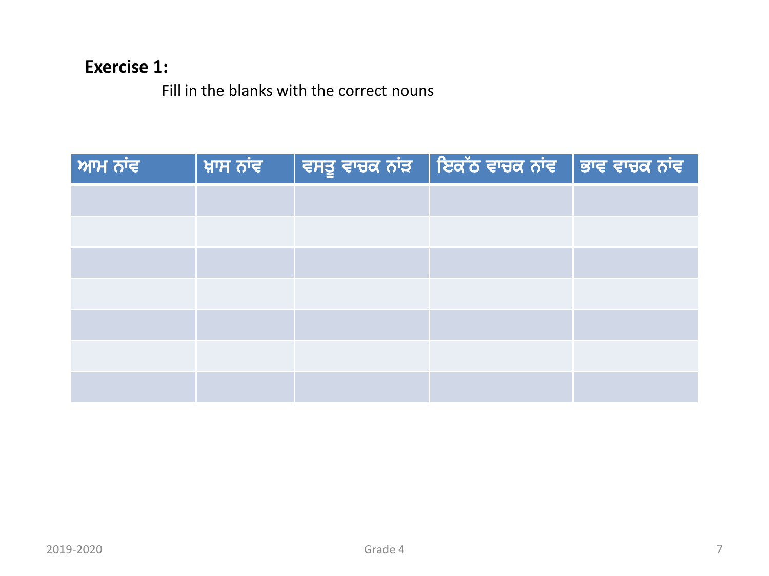**Exercise 1:**

Fill in the blanks with the correct nouns

| ਆਮ ਨਾਂਵ | ਖ਼ਾਸ ਨਾਂਵ | ਵਸਤੂ ਵਾਚਕ ਨਾਂਵ | ਇਕੱਠ ਵਾਚਕ ਨਾਂਵ | ਭਾਵ ਵਾਚਕ ਨਾਂਵ |
|---|---|---|---|---|
| | | | | |
| | | | | |
| | | | | |
| | | | | |
| | | | | |
| | | | | |
| | | | | |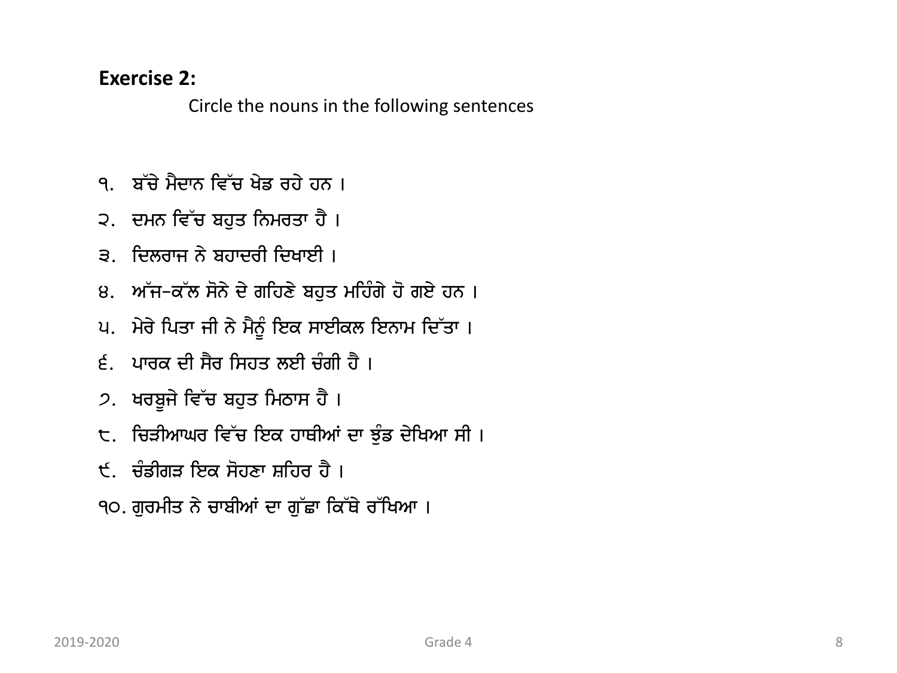**Exercise 2:**

Circle the nouns in the following sentences

੧. ਬੱਚੇ ਮੈਦਾਨ ਵਿੱਚ ਖੇਡ ਰਹੇ ਹਨ ।

੨. ਦਮਨ ਵਿੱਚ ਬਹੁਤ ਨਿਮਰਤਾ ਹੈ ।

੩. ਦਿਲਰਾਜ ਨੇ ਬਹਾਦਰੀ ਦਿਖਾਈ ।

੪. ਅੱਜ-ਕੱਲ ਸੋਨੇ ਦੇ ਗਹਿਣੇ ਬਹੁਤ ਮਹਿੰਗੇ ਹੋ ਗਏ ਹਨ ।

੫. ਮੇਰੇ ਪਿਤਾ ਜੀ ਨੇ ਮੈਨੂੰ ਇਕ ਸਾਈਕਲ ਇਨਾਮ ਦਿੱਤਾ ।

੬. ਪਾਰਕ ਦੀ ਸੈਰ ਸਿਹਤ ਲਈ ਚੰਗੀ ਹੈ ।

੭. ਖਰਬੂਜੇ ਵਿੱਚ ਬਹੁਤ ਮਿਠਾਸ ਹੈ ।

੮. ਚਿੜੀਆਘਰ ਵਿੱਚ ਇਕ ਹਾਥੀਆਂ ਦਾ ਝੁੰਡ ਦੇਖਿਆ ਸੀ ।

੯. ਚੰਡੀਗੜ ਇਕ ਸੋਹਣਾ ਸ਼ਹਿਰ ਹੈ ।

੧੦. ਗੁਰਮੀਤ ਨੇ ਚਾਬੀਆਂ ਦਾ ਗੁੱਛਾ ਕਿੱਥੇ ਰੱਖਿਆ ।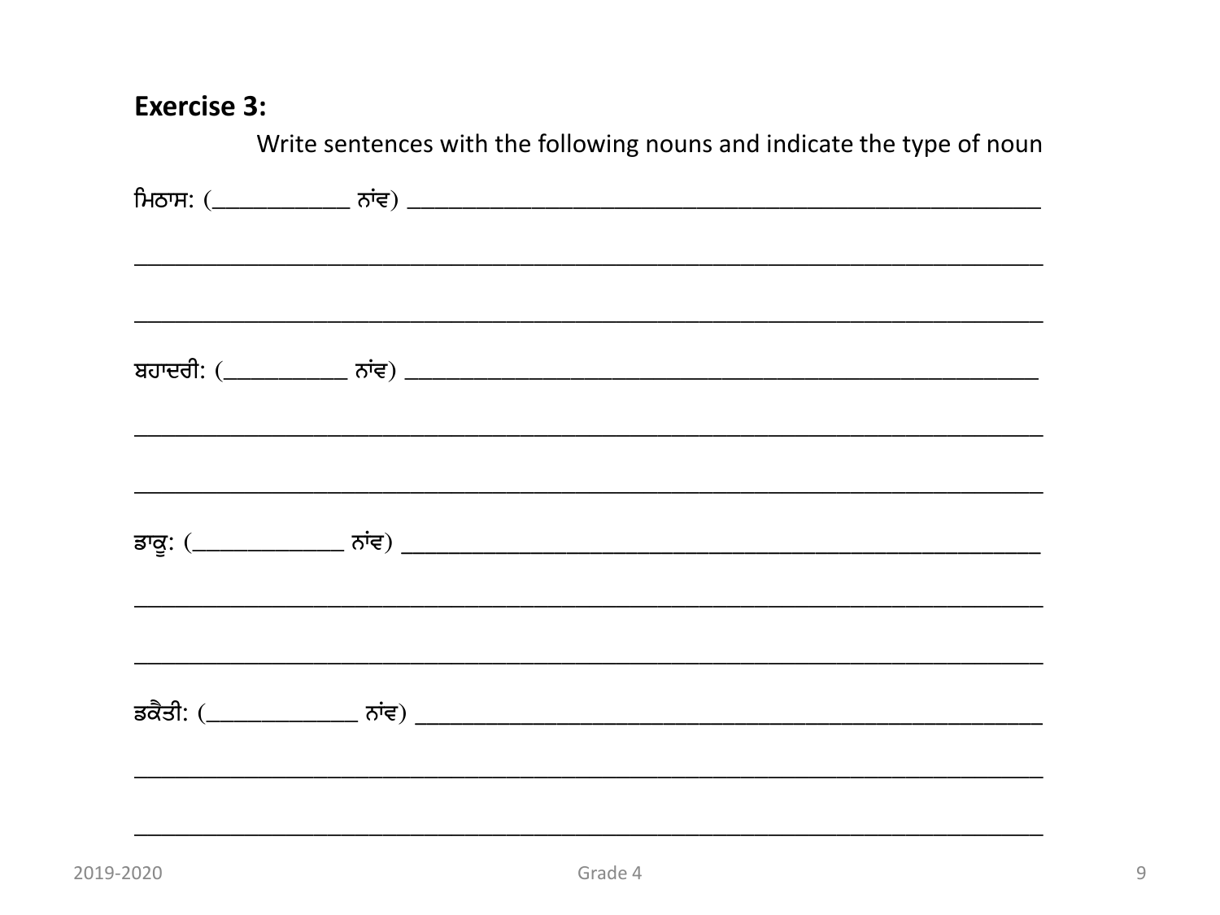**Exercise 3:**

Write sentences with the following nouns and indicate the type of noun

ਮਿਠਾਸ: (____________ ਨਾਂਵ) ________________________________________________________

________________________________________________________________________________

________________________________________________________________________________

ਬਹਾਦਰੀ: (___________ ਨਾਂਵ) ________________________________________________________

________________________________________________________________________________

________________________________________________________________________________

ਡਾਕੂ: (______________ ਨਾਂਵ) ________________________________________________________

________________________________________________________________________________

________________________________________________________________________________

ਡਕੈਤੀ: (_____________ ਨਾਂਵ) ________________________________________________________

________________________________________________________________________________

________________________________________________________________________________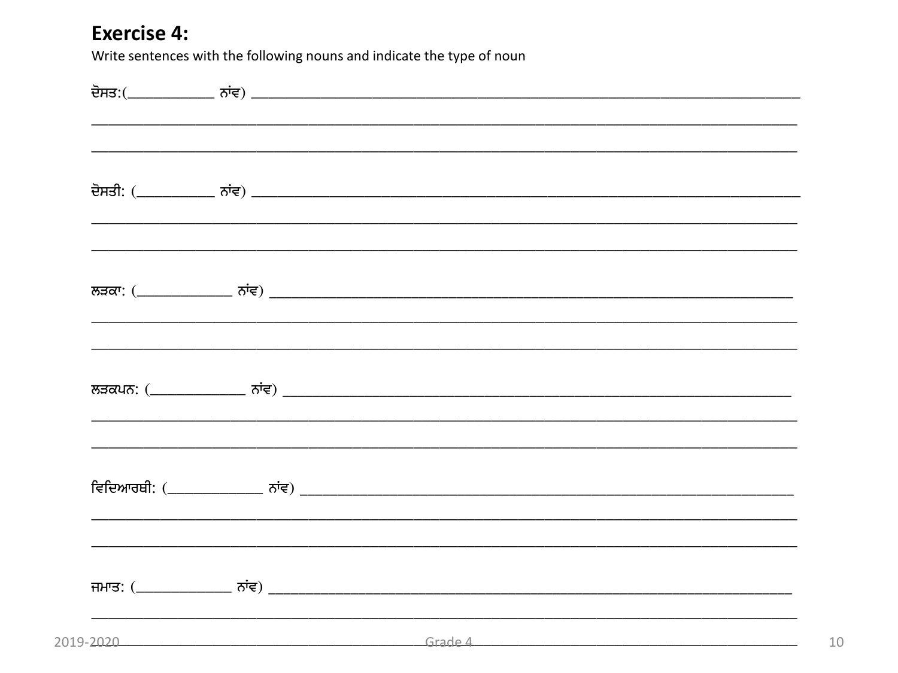## Exercise 4:

Write sentences with the following nouns and indicate the type of noun

ਦੋਸਤ:(____________ ਨਾਂਵ) ________________________________________________________________________________

________________________________________________________________________________________________

________________________________________________________________________________________________

ਦੋਸਤੀ: (___________ ਨਾਂਵ) ________________________________________________________________________________

________________________________________________________________________________________________

________________________________________________________________________________________________

ਲੜਕਾ: (_____________ ਨਾਂਵ) ______________________________________________________________________________

________________________________________________________________________________________________

________________________________________________________________________________________________

ਲੜਕਪਨ: (_____________ ਨਾਂਵ) ____________________________________________________________________________

________________________________________________________________________________________________

________________________________________________________________________________________________

ਵਿਦਿਆਰਥੀ: (_____________ ਨਾਂਵ) __________________________________________________________________________

________________________________________________________________________________________________

________________________________________________________________________________________________

ਜਮਾਤ: (_____________ ਨਾਂਵ) ______________________________________________________________________________

________________________________________________________________________________________________

________________________________________________________________________________________________